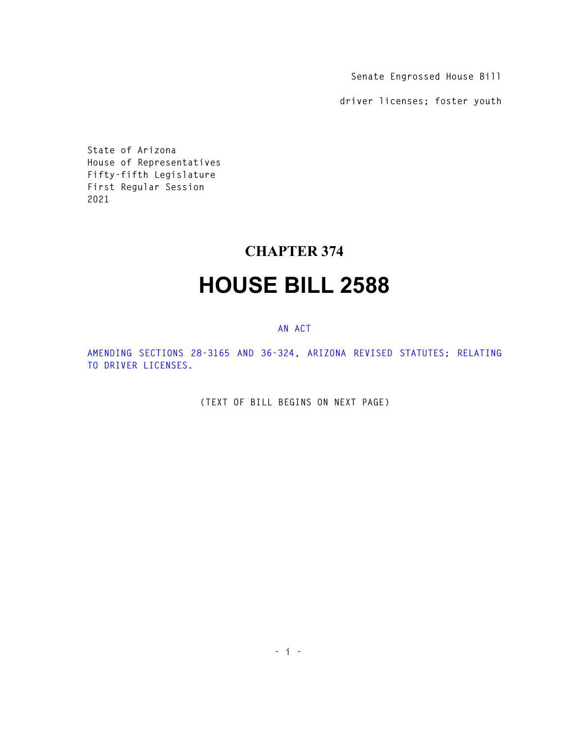Senate Engrossed House Bill

driver licenses; foster youth

State of Arizona
House of Representatives
Fifty-fifth Legislature
First Regular Session
2021

# CHAPTER 374

# HOUSE BILL 2588

AN ACT

AMENDING SECTIONS 28-3165 AND 36-324, ARIZONA REVISED STATUTES; RELATING TO DRIVER LICENSES.

(TEXT OF BILL BEGINS ON NEXT PAGE)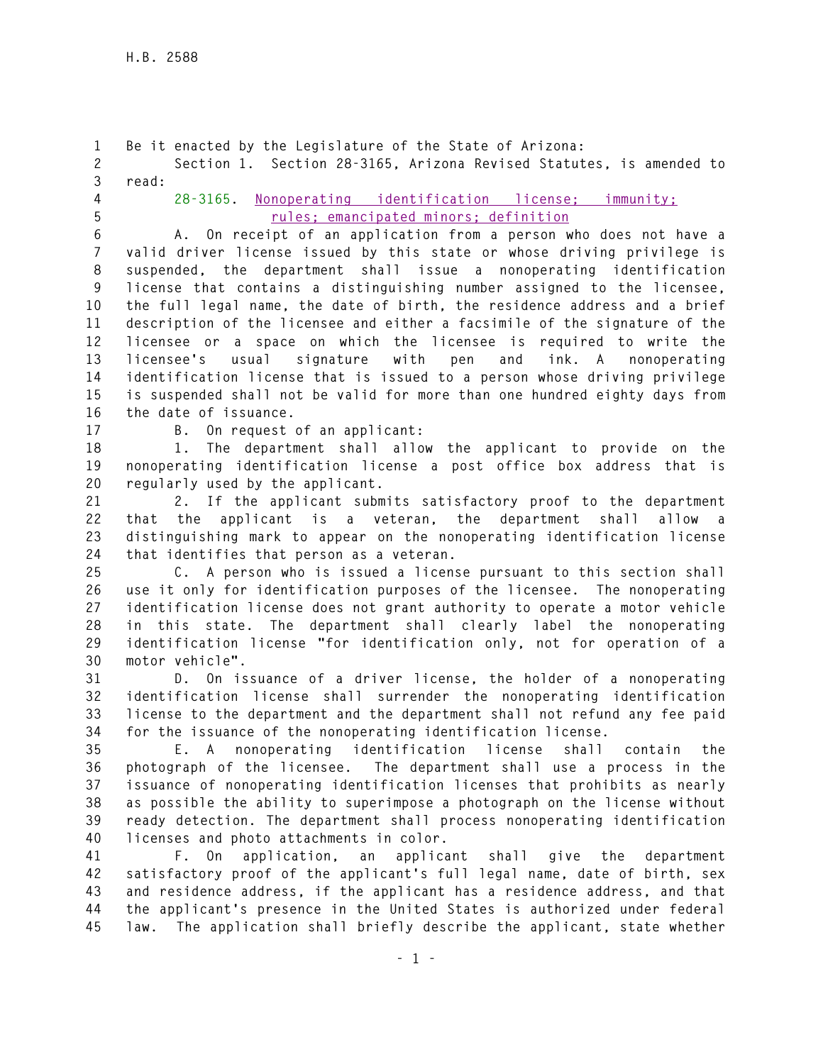Be it enacted by the Legislature of the State of Arizona:

Section 1. Section 28-3165, Arizona Revised Statutes, is amended to read:

28-3165. Nonoperating identification license; immunity; rules; emancipated minors; definition

A. On receipt of an application from a person who does not have a valid driver license issued by this state or whose driving privilege is suspended, the department shall issue a nonoperating identification license that contains a distinguishing number assigned to the licensee, the full legal name, the date of birth, the residence address and a brief description of the licensee and either a facsimile of the signature of the licensee or a space on which the licensee is required to write the licensee's usual signature with pen and ink. A nonoperating identification license that is issued to a person whose driving privilege is suspended shall not be valid for more than one hundred eighty days from the date of issuance.

B. On request of an applicant:

1. The department shall allow the applicant to provide on the nonoperating identification license a post office box address that is regularly used by the applicant.

2. If the applicant submits satisfactory proof to the department that the applicant is a veteran, the department shall allow a distinguishing mark to appear on the nonoperating identification license that identifies that person as a veteran.

C. A person who is issued a license pursuant to this section shall use it only for identification purposes of the licensee. The nonoperating identification license does not grant authority to operate a motor vehicle in this state. The department shall clearly label the nonoperating identification license "for identification only, not for operation of a motor vehicle".

D. On issuance of a driver license, the holder of a nonoperating identification license shall surrender the nonoperating identification license to the department and the department shall not refund any fee paid for the issuance of the nonoperating identification license.

E. A nonoperating identification license shall contain the photograph of the licensee. The department shall use a process in the issuance of nonoperating identification licenses that prohibits as nearly as possible the ability to superimpose a photograph on the license without ready detection. The department shall process nonoperating identification licenses and photo attachments in color.

F. On application, an applicant shall give the department satisfactory proof of the applicant's full legal name, date of birth, sex and residence address, if the applicant has a residence address, and that the applicant's presence in the United States is authorized under federal law. The application shall briefly describe the applicant, state whether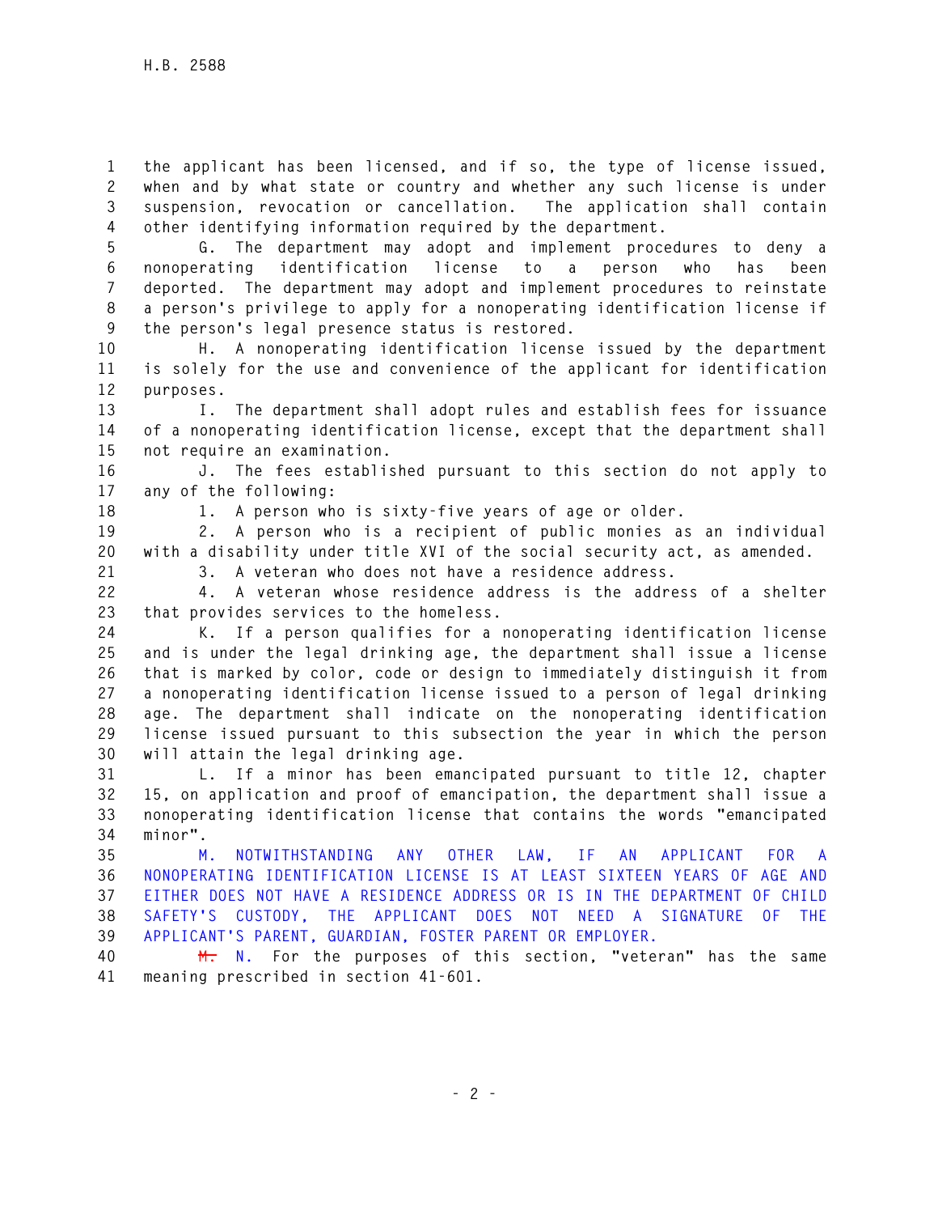the applicant has been licensed, and if so, the type of license issued, when and by what state or country and whether any such license is under suspension, revocation or cancellation. The application shall contain other identifying information required by the department.

G. The department may adopt and implement procedures to deny a nonoperating identification license to a person who has been deported. The department may adopt and implement procedures to reinstate a person's privilege to apply for a nonoperating identification license if the person's legal presence status is restored.

H. A nonoperating identification license issued by the department is solely for the use and convenience of the applicant for identification purposes.

I. The department shall adopt rules and establish fees for issuance of a nonoperating identification license, except that the department shall not require an examination.

J. The fees established pursuant to this section do not apply to any of the following:

1. A person who is sixty-five years of age or older.

2. A person who is a recipient of public monies as an individual with a disability under title XVI of the social security act, as amended.

3. A veteran who does not have a residence address.

4. A veteran whose residence address is the address of a shelter that provides services to the homeless.

K. If a person qualifies for a nonoperating identification license and is under the legal drinking age, the department shall issue a license that is marked by color, code or design to immediately distinguish it from a nonoperating identification license issued to a person of legal drinking age. The department shall indicate on the nonoperating identification license issued pursuant to this subsection the year in which the person will attain the legal drinking age.

L. If a minor has been emancipated pursuant to title 12, chapter 15, on application and proof of emancipation, the department shall issue a nonoperating identification license that contains the words "emancipated minor".

M. NOTWITHSTANDING ANY OTHER LAW, IF AN APPLICANT FOR A NONOPERATING IDENTIFICATION LICENSE IS AT LEAST SIXTEEN YEARS OF AGE AND EITHER DOES NOT HAVE A RESIDENCE ADDRESS OR IS IN THE DEPARTMENT OF CHILD SAFETY'S CUSTODY, THE APPLICANT DOES NOT NEED A SIGNATURE OF THE APPLICANT'S PARENT, GUARDIAN, FOSTER PARENT OR EMPLOYER.

~~M.~~ N. For the purposes of this section, "veteran" has the same meaning prescribed in section 41-601.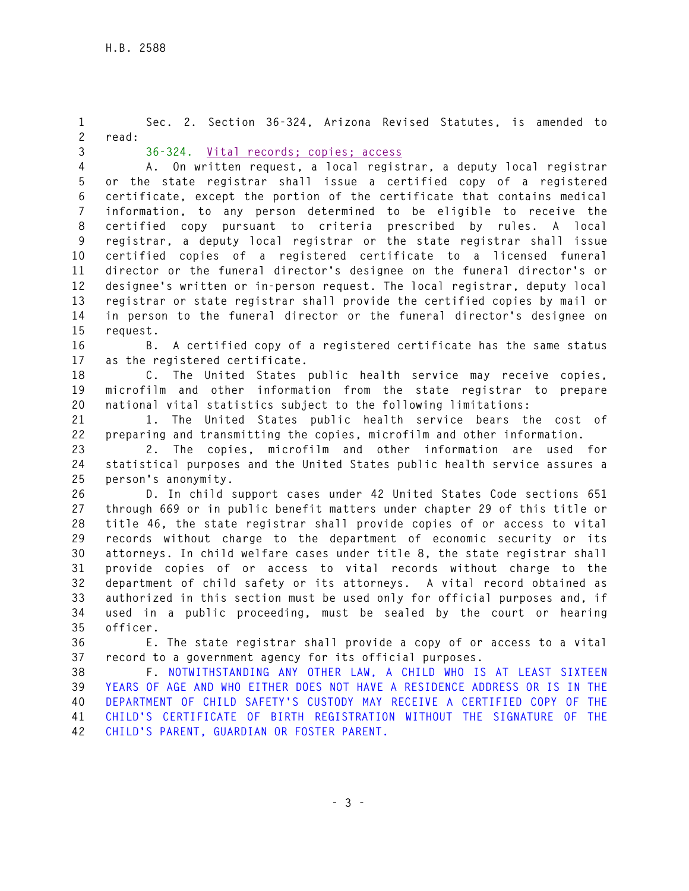Sec. 2. Section 36-324, Arizona Revised Statutes, is amended to read:

36-324. Vital records; copies; access

A. On written request, a local registrar, a deputy local registrar or the state registrar shall issue a certified copy of a registered certificate, except the portion of the certificate that contains medical information, to any person determined to be eligible to receive the certified copy pursuant to criteria prescribed by rules. A local registrar, a deputy local registrar or the state registrar shall issue certified copies of a registered certificate to a licensed funeral director or the funeral director's designee on the funeral director's or designee's written or in-person request. The local registrar, deputy local registrar or state registrar shall provide the certified copies by mail or in person to the funeral director or the funeral director's designee on request.

B. A certified copy of a registered certificate has the same status as the registered certificate.

C. The United States public health service may receive copies, microfilm and other information from the state registrar to prepare national vital statistics subject to the following limitations:

1. The United States public health service bears the cost of preparing and transmitting the copies, microfilm and other information.

2. The copies, microfilm and other information are used for statistical purposes and the United States public health service assures a person's anonymity.

D. In child support cases under 42 United States Code sections 651 through 669 or in public benefit matters under chapter 29 of this title or title 46, the state registrar shall provide copies of or access to vital records without charge to the department of economic security or its attorneys. In child welfare cases under title 8, the state registrar shall provide copies of or access to vital records without charge to the department of child safety or its attorneys. A vital record obtained as authorized in this section must be used only for official purposes and, if used in a public proceeding, must be sealed by the court or hearing officer.

E. The state registrar shall provide a copy of or access to a vital record to a government agency for its official purposes.

F. NOTWITHSTANDING ANY OTHER LAW, A CHILD WHO IS AT LEAST SIXTEEN YEARS OF AGE AND WHO EITHER DOES NOT HAVE A RESIDENCE ADDRESS OR IS IN THE DEPARTMENT OF CHILD SAFETY'S CUSTODY MAY RECEIVE A CERTIFIED COPY OF THE CHILD'S CERTIFICATE OF BIRTH REGISTRATION WITHOUT THE SIGNATURE OF THE CHILD'S PARENT, GUARDIAN OR FOSTER PARENT.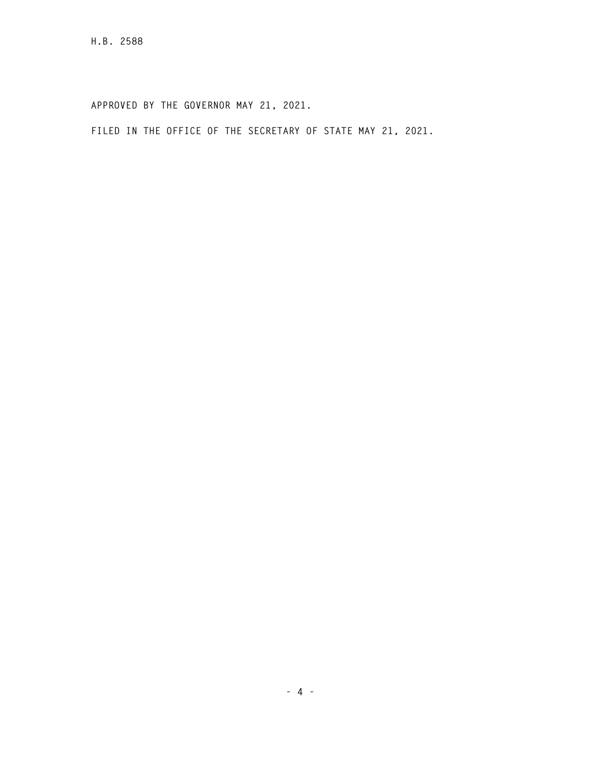APPROVED BY THE GOVERNOR MAY 21, 2021.

FILED IN THE OFFICE OF THE SECRETARY OF STATE MAY 21, 2021.